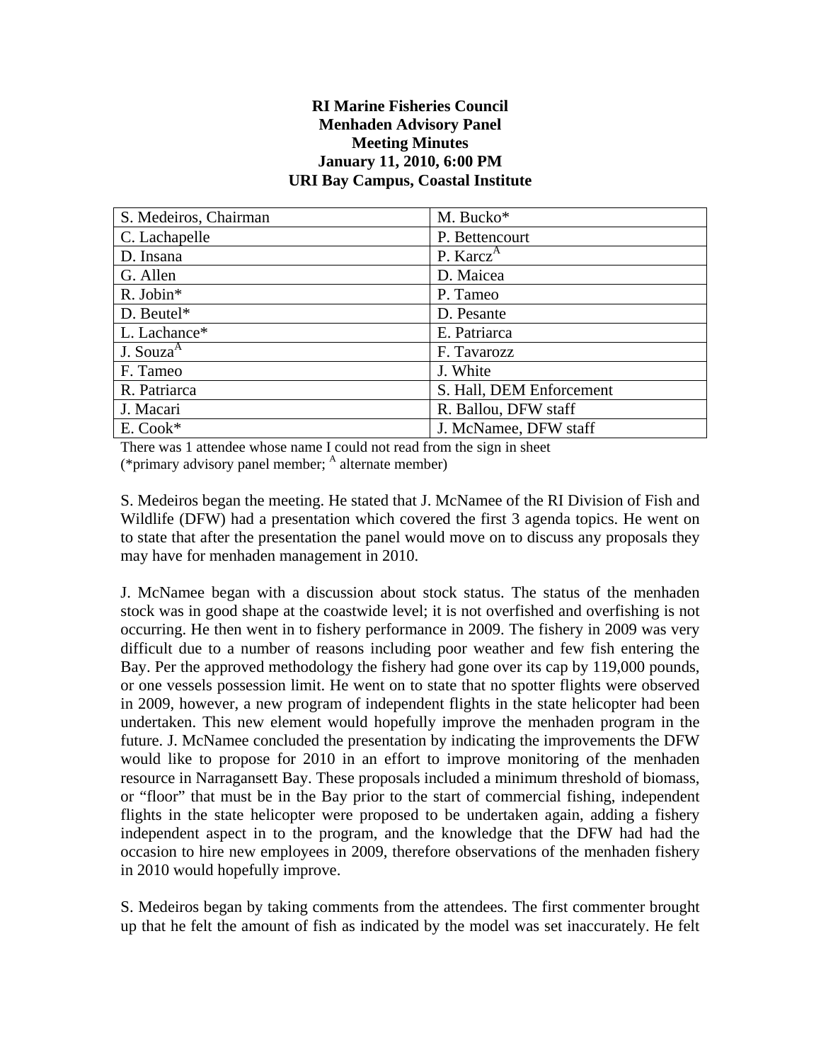**RI Marine Fisheries Council**
**Menhaden Advisory Panel**
**Meeting Minutes**
**January 11, 2010, 6:00 PM**
**URI Bay Campus, Coastal Institute**

| | |
|---|---|
| S. Medeiros, Chairman | M. Bucko* |
| C. Lachapelle | P. Bettencourt |
| D. Insana | P. Karcz[A] |
| G. Allen | D. Maicea |
| R. Jobin* | P. Tameo |
| D. Beutel* | D. Pesante |
| L. Lachance* | E. Patriarca |
| J. Souza[A] | F. Tavarozz |
| F. Tameo | J. White |
| R. Patriarca | S. Hall, DEM Enforcement |
| J. Macari | R. Ballou, DFW staff |
| E. Cook* | J. McNamee, DFW staff |

There was 1 attendee whose name I could not read from the sign in sheet
(*primary advisory panel member; [A] alternate member)

S. Medeiros began the meeting. He stated that J. McNamee of the RI Division of Fish and Wildlife (DFW) had a presentation which covered the first 3 agenda topics. He went on to state that after the presentation the panel would move on to discuss any proposals they may have for menhaden management in 2010.

J. McNamee began with a discussion about stock status. The status of the menhaden stock was in good shape at the coastwide level; it is not overfished and overfishing is not occurring. He then went in to fishery performance in 2009. The fishery in 2009 was very difficult due to a number of reasons including poor weather and few fish entering the Bay. Per the approved methodology the fishery had gone over its cap by 119,000 pounds, or one vessels possession limit. He went on to state that no spotter flights were observed in 2009, however, a new program of independent flights in the state helicopter had been undertaken. This new element would hopefully improve the menhaden program in the future. J. McNamee concluded the presentation by indicating the improvements the DFW would like to propose for 2010 in an effort to improve monitoring of the menhaden resource in Narragansett Bay. These proposals included a minimum threshold of biomass, or "floor" that must be in the Bay prior to the start of commercial fishing, independent flights in the state helicopter were proposed to be undertaken again, adding a fishery independent aspect in to the program, and the knowledge that the DFW had had the occasion to hire new employees in 2009, therefore observations of the menhaden fishery in 2010 would hopefully improve.

S. Medeiros began by taking comments from the attendees. The first commenter brought up that he felt the amount of fish as indicated by the model was set inaccurately. He felt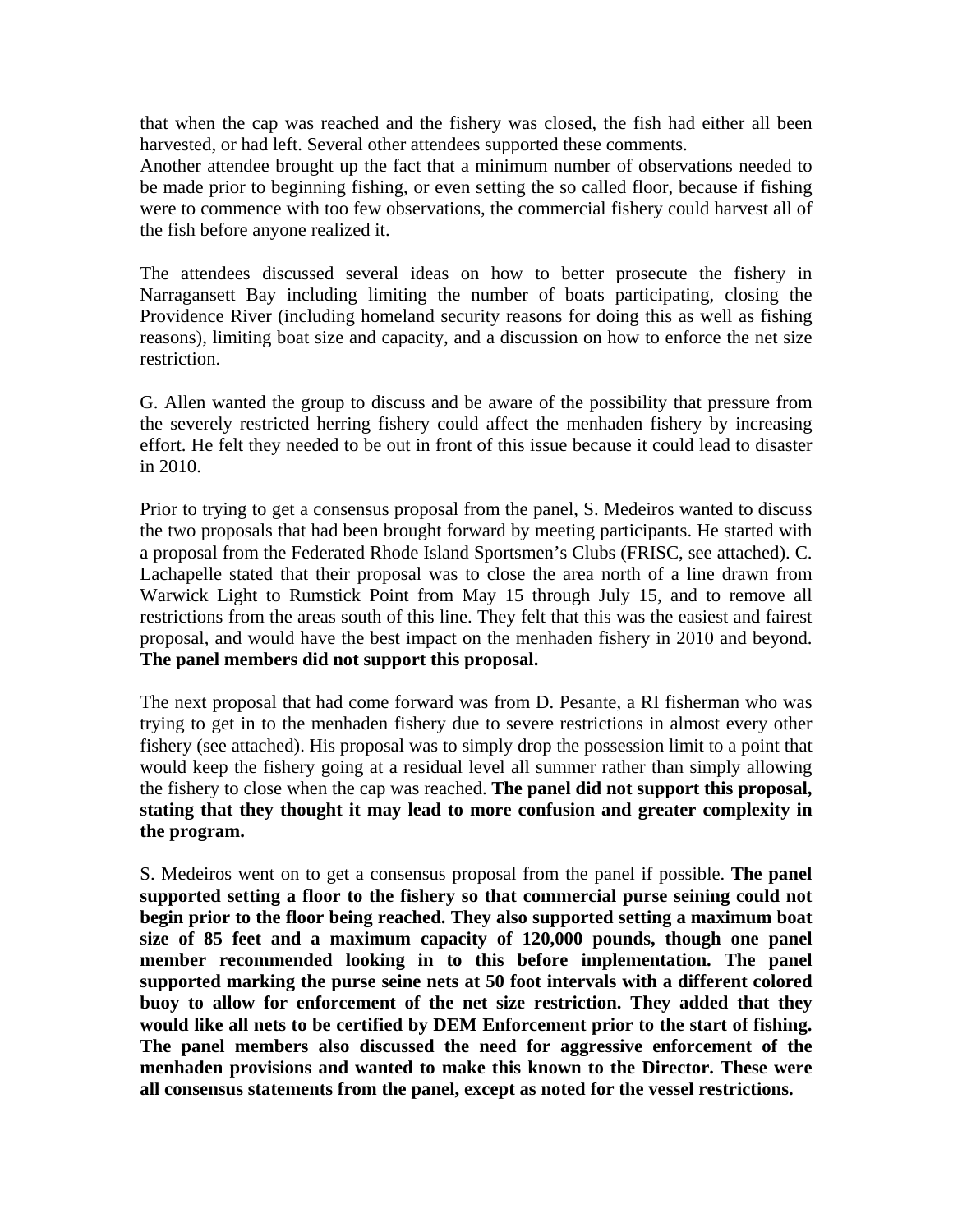that when the cap was reached and the fishery was closed, the fish had either all been harvested, or had left. Several other attendees supported these comments.
Another attendee brought up the fact that a minimum number of observations needed to be made prior to beginning fishing, or even setting the so called floor, because if fishing were to commence with too few observations, the commercial fishery could harvest all of the fish before anyone realized it.

The attendees discussed several ideas on how to better prosecute the fishery in Narragansett Bay including limiting the number of boats participating, closing the Providence River (including homeland security reasons for doing this as well as fishing reasons), limiting boat size and capacity, and a discussion on how to enforce the net size restriction.

G. Allen wanted the group to discuss and be aware of the possibility that pressure from the severely restricted herring fishery could affect the menhaden fishery by increasing effort. He felt they needed to be out in front of this issue because it could lead to disaster in 2010.

Prior to trying to get a consensus proposal from the panel, S. Medeiros wanted to discuss the two proposals that had been brought forward by meeting participants. He started with a proposal from the Federated Rhode Island Sportsmen's Clubs (FRISC, see attached). C. Lachapelle stated that their proposal was to close the area north of a line drawn from Warwick Light to Rumstick Point from May 15 through July 15, and to remove all restrictions from the areas south of this line. They felt that this was the easiest and fairest proposal, and would have the best impact on the menhaden fishery in 2010 and beyond. **The panel members did not support this proposal.**

The next proposal that had come forward was from D. Pesante, a RI fisherman who was trying to get in to the menhaden fishery due to severe restrictions in almost every other fishery (see attached). His proposal was to simply drop the possession limit to a point that would keep the fishery going at a residual level all summer rather than simply allowing the fishery to close when the cap was reached. **The panel did not support this proposal, stating that they thought it may lead to more confusion and greater complexity in the program.**

S. Medeiros went on to get a consensus proposal from the panel if possible. **The panel supported setting a floor to the fishery so that commercial purse seining could not begin prior to the floor being reached. They also supported setting a maximum boat size of 85 feet and a maximum capacity of 120,000 pounds, though one panel member recommended looking in to this before implementation. The panel supported marking the purse seine nets at 50 foot intervals with a different colored buoy to allow for enforcement of the net size restriction. They added that they would like all nets to be certified by DEM Enforcement prior to the start of fishing. The panel members also discussed the need for aggressive enforcement of the menhaden provisions and wanted to make this known to the Director. These were all consensus statements from the panel, except as noted for the vessel restrictions.**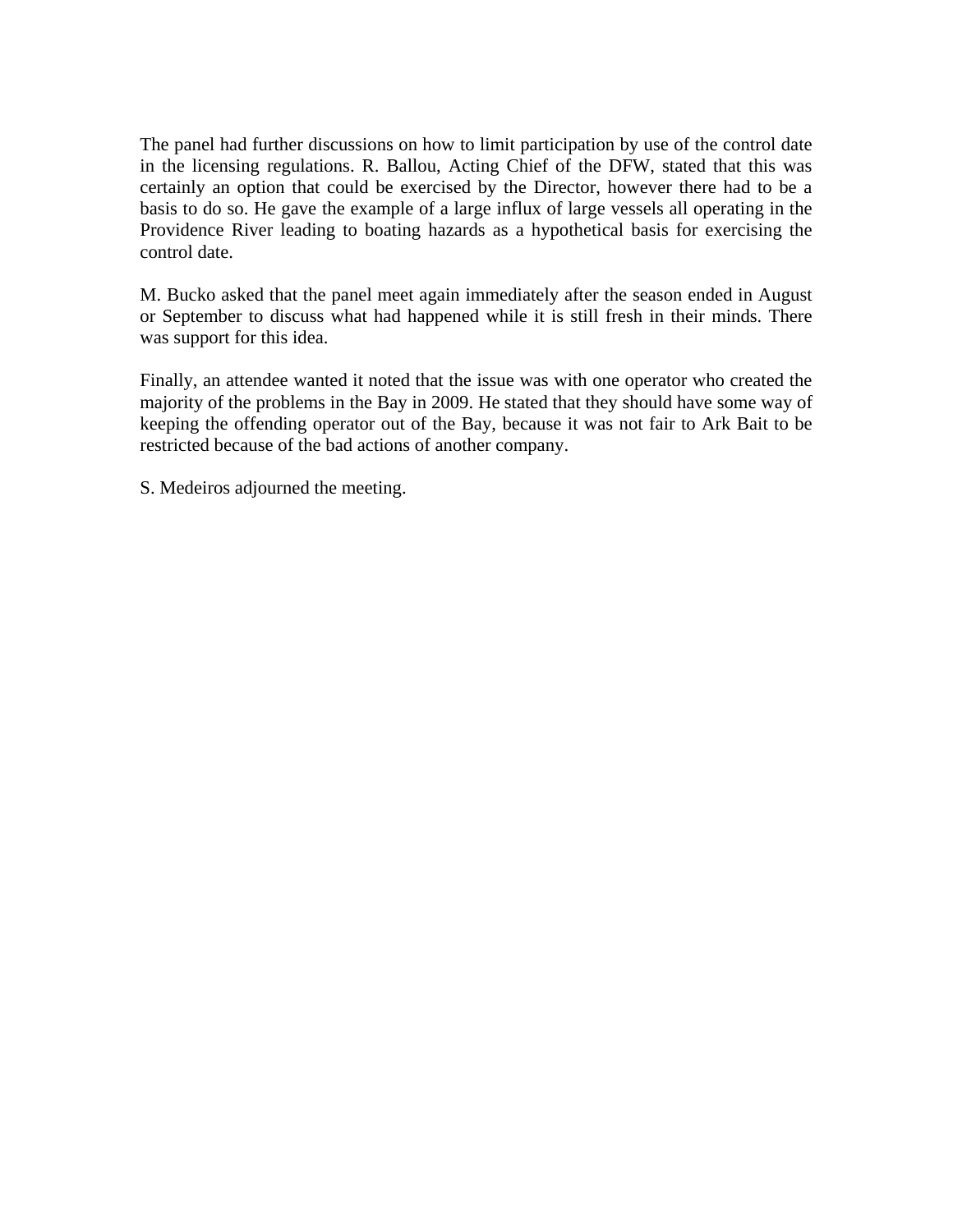The panel had further discussions on how to limit participation by use of the control date in the licensing regulations. R. Ballou, Acting Chief of the DFW, stated that this was certainly an option that could be exercised by the Director, however there had to be a basis to do so. He gave the example of a large influx of large vessels all operating in the Providence River leading to boating hazards as a hypothetical basis for exercising the control date.

M. Bucko asked that the panel meet again immediately after the season ended in August or September to discuss what had happened while it is still fresh in their minds. There was support for this idea.

Finally, an attendee wanted it noted that the issue was with one operator who created the majority of the problems in the Bay in 2009. He stated that they should have some way of keeping the offending operator out of the Bay, because it was not fair to Ark Bait to be restricted because of the bad actions of another company.

S. Medeiros adjourned the meeting.